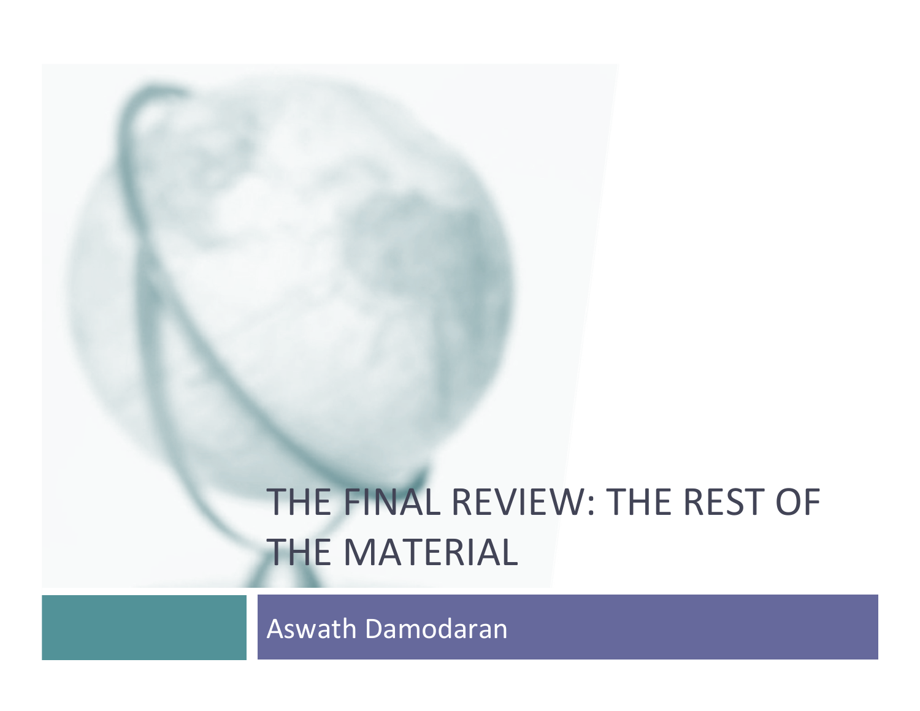# THE FINAL REVIEW: THE REST OF THE MATERIAL

Aswath Damodaran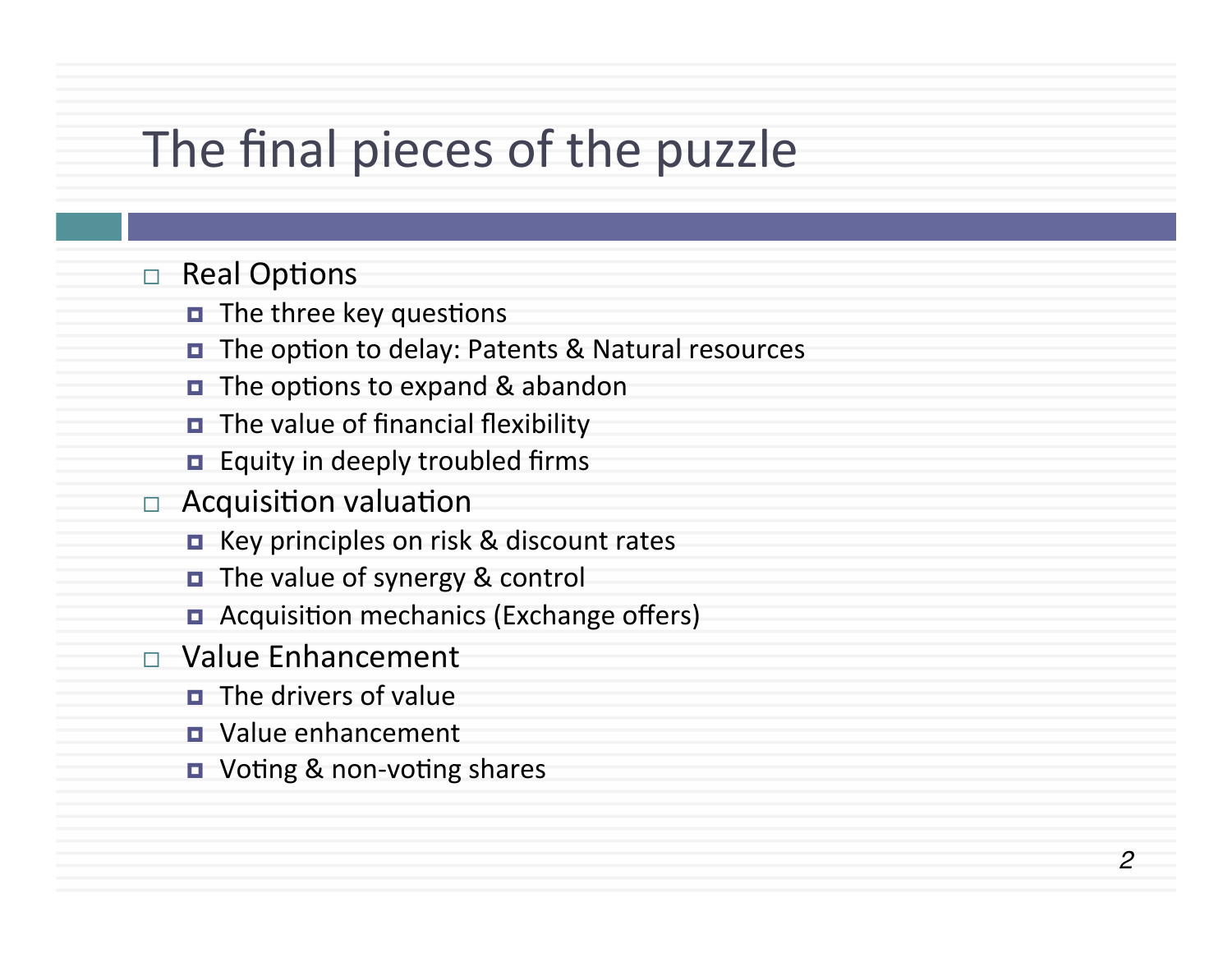# The final pieces of the puzzle

- Real Options
  - The three key questions
  - The option to delay: Patents & Natural resources
  - The options to expand & abandon
  - The value of financial flexibility
  - Equity in deeply troubled firms
- Acquisition valuation
  - Key principles on risk & discount rates
  - The value of synergy & control
  - Acquisition mechanics (Exchange offers)
- Value Enhancement
  - The drivers of value
  - Value enhancement
  - Voting & non-voting shares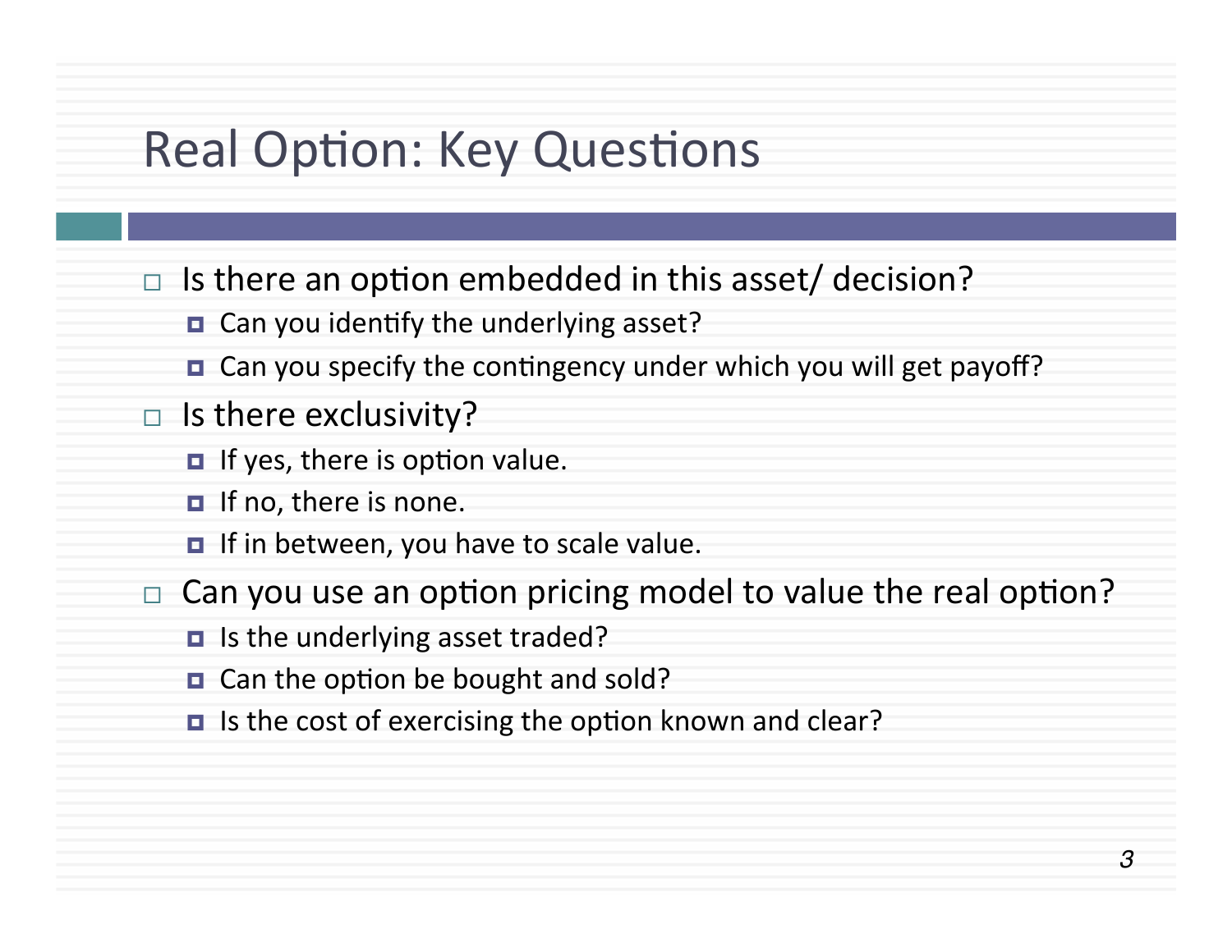# Real Option: Key Questions

- Is there an option embedded in this asset/ decision?
  - Can you identify the underlying asset?
  - Can you specify the contingency under which you will get payoff?
- Is there exclusivity?
  - If yes, there is option value.
  - If no, there is none.
  - If in between, you have to scale value.
- Can you use an option pricing model to value the real option?
  - Is the underlying asset traded?
  - Can the option be bought and sold?
  - Is the cost of exercising the option known and clear?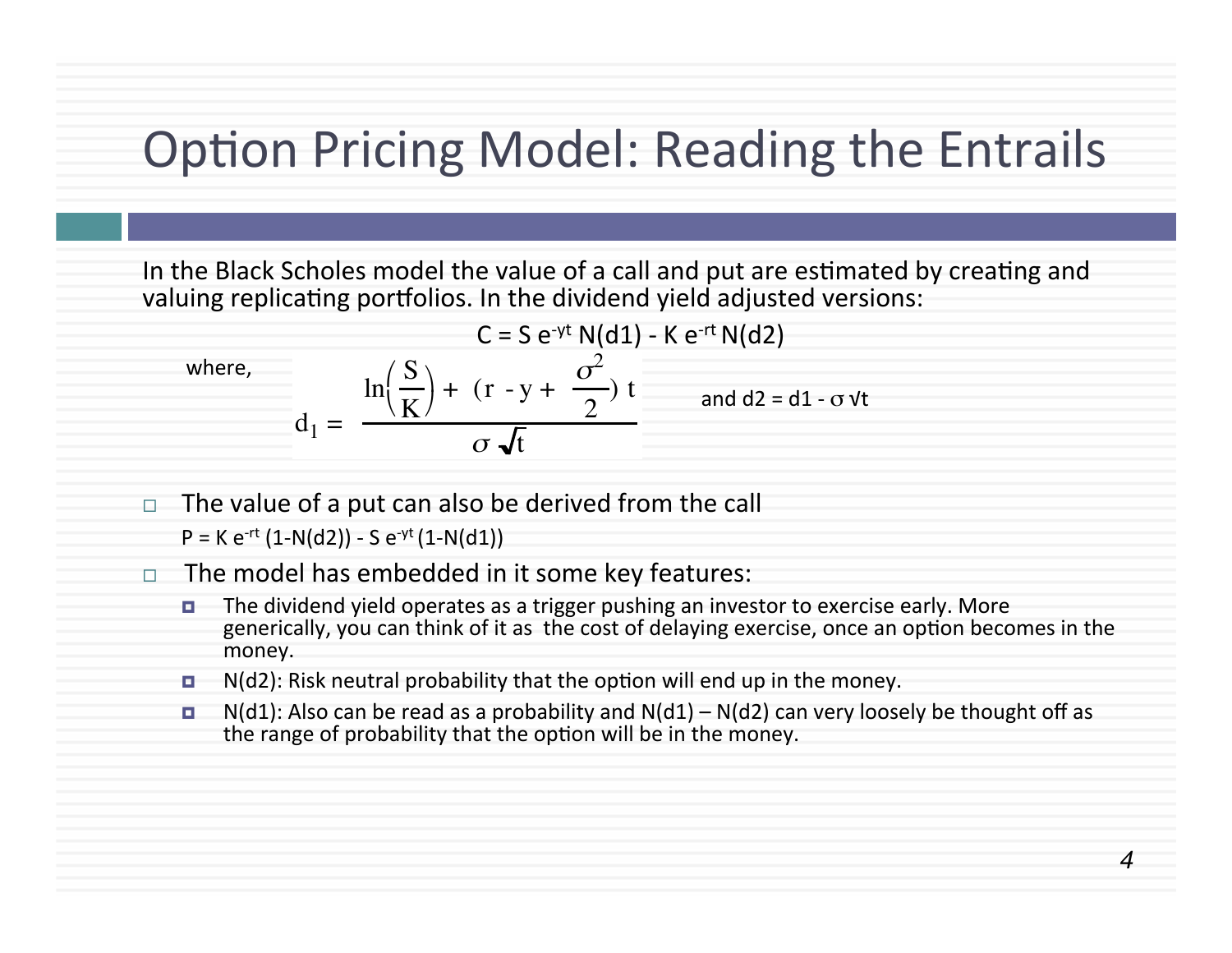# Option Pricing Model: Reading the Entrails

In the Black Scholes model the value of a call and put are estimated by creating and valuing replicating portfolios. In the dividend yield adjusted versions:

$$C = S\, e^{-yt} N(d1) - K\, e^{-rt} N(d2)$$

where,

$$d_1 = \frac{\ln\left(\frac{S}{K}\right) + \left(r - y + \frac{\sigma^2}{2}\right) t}{\sigma \sqrt{t}}$$

and $d2 = d1 - \sigma \sqrt{t}$

- The value of a put can also be derived from the call
  $P = K\, e^{-rt} (1-N(d2)) - S\, e^{-yt} (1-N(d1))$
- The model has embedded in it some key features:
  - The dividend yield operates as a trigger pushing an investor to exercise early. More generically, you can think of it as the cost of delaying exercise, once an option becomes in the money.
  - N(d2): Risk neutral probability that the option will end up in the money.
  - N(d1): Also can be read as a probability and N(d1) – N(d2) can very loosely be thought off as the range of probability that the option will be in the money.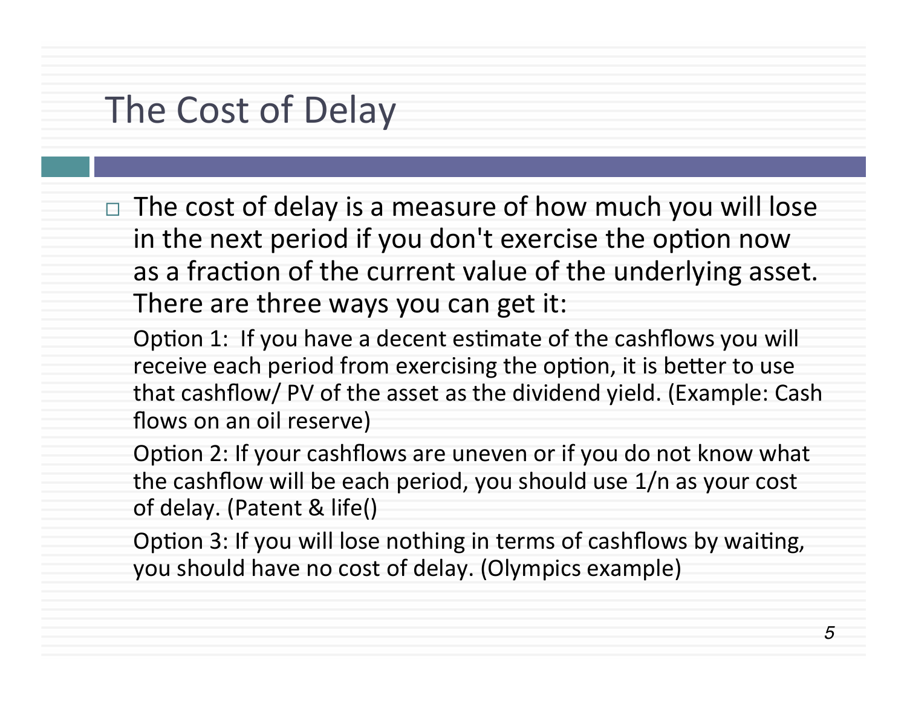# The Cost of Delay

- The cost of delay is a measure of how much you will lose in the next period if you don't exercise the option now as a fraction of the current value of the underlying asset. There are three ways you can get it:

  Option 1: If you have a decent estimate of the cashflows you will receive each period from exercising the option, it is better to use that cashflow/ PV of the asset as the dividend yield. (Example: Cash flows on an oil reserve)

  Option 2: If your cashflows are uneven or if you do not know what the cashflow will be each period, you should use 1/n as your cost of delay. (Patent & life()

  Option 3: If you will lose nothing in terms of cashflows by waiting, you should have no cost of delay. (Olympics example)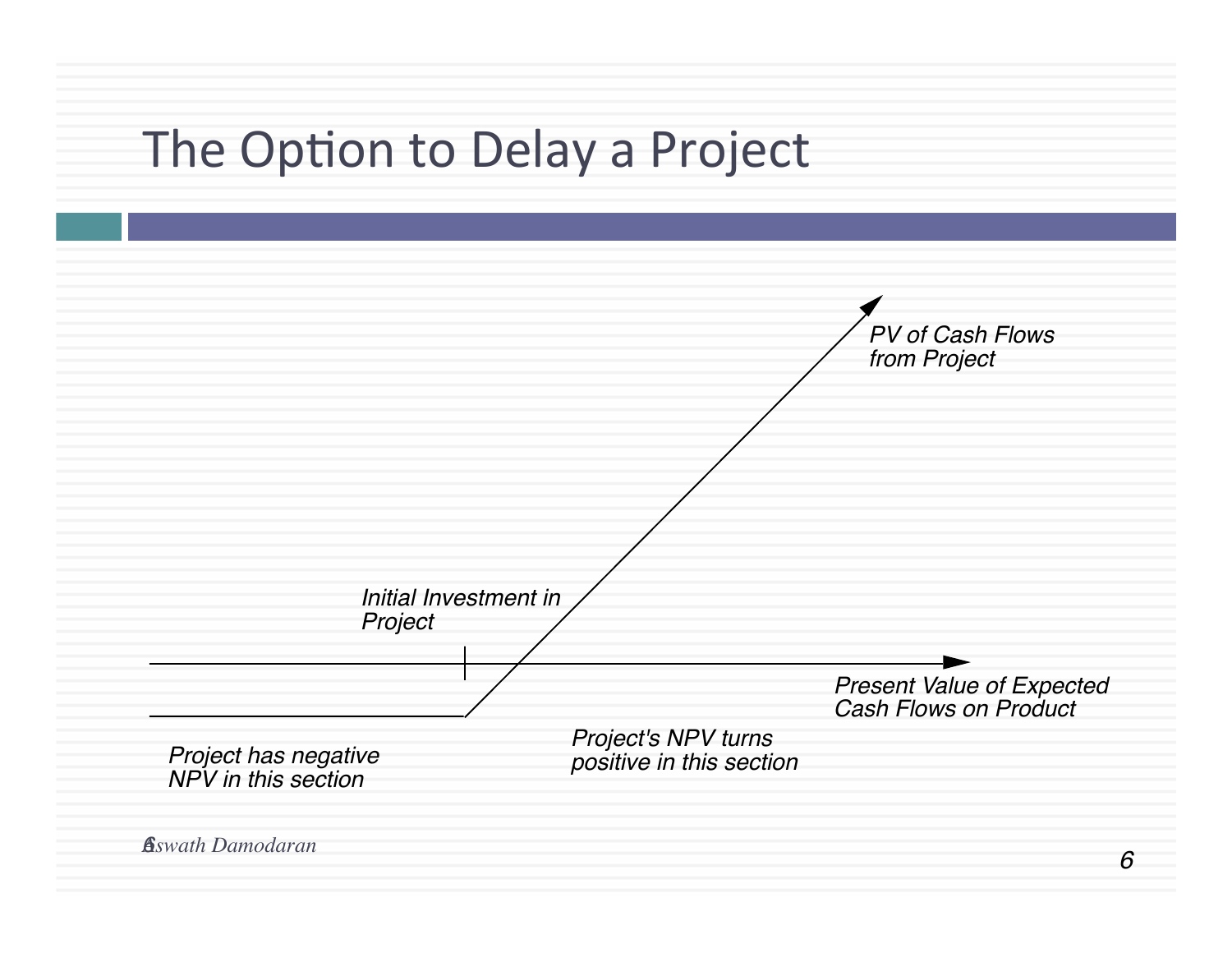# The Option to Delay a Project

PV of Cash Flows from Project

Initial Investment in Project

Present Value of Expected Cash Flows on Product

Project's NPV turns positive in this section

Project has negative NPV in this section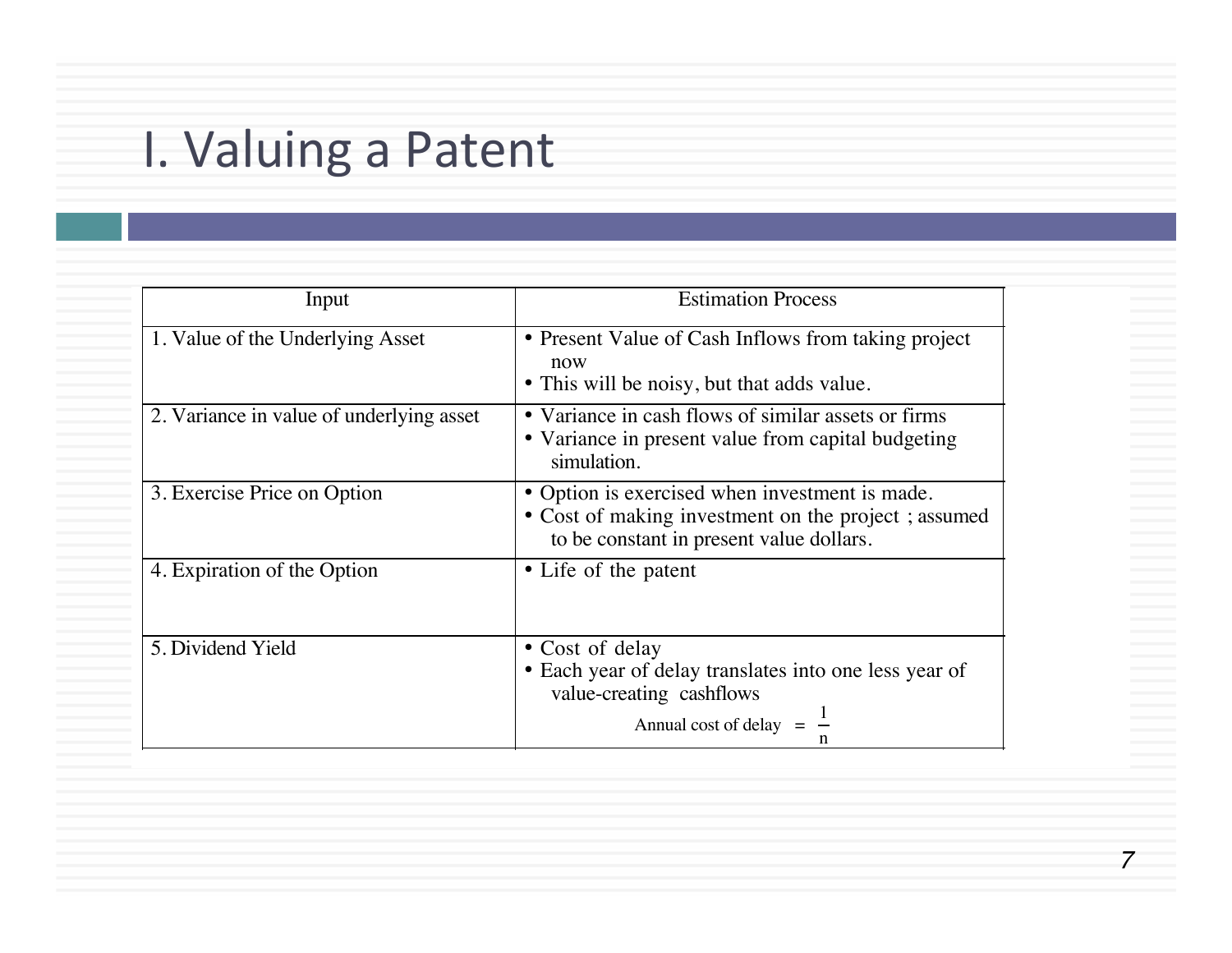# I. Valuing a Patent

| Input | Estimation Process |
|---|---|
| 1. Value of the Underlying Asset | • Present Value of Cash Inflows from taking project now<br>• This will be noisy, but that adds value. |
| 2. Variance in value of underlying asset | • Variance in cash flows of similar assets or firms<br>• Variance in present value from capital budgeting simulation. |
| 3. Exercise Price on Option | • Option is exercised when investment is made.<br>• Cost of making investment on the project ; assumed to be constant in present value dollars. |
| 4. Expiration of the Option | • Life of the patent |
| 5. Dividend Yield | • Cost of delay<br>• Each year of delay translates into one less year of value-creating cashflows<br>Annual cost of delay $= \frac{1}{n}$ |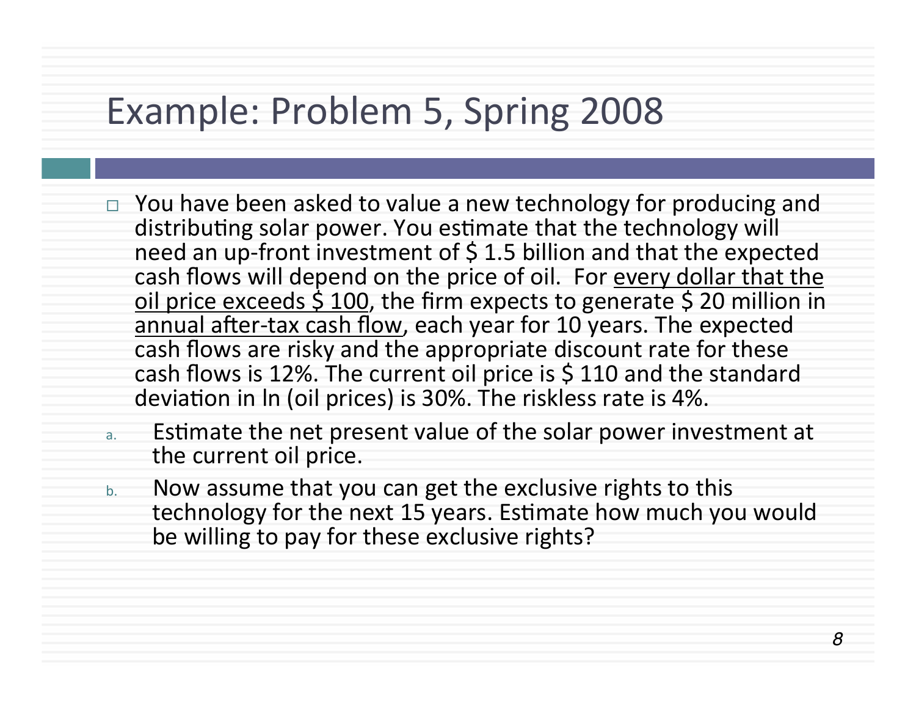# Example: Problem 5, Spring 2008

- You have been asked to value a new technology for producing and distributing solar power. You estimate that the technology will need an up-front investment of $ 1.5 billion and that the expected cash flows will depend on the price of oil. For <u>every dollar that the oil price exceeds $ 100</u>, the firm expects to generate $ 20 million in <u>annual after-tax cash flow</u>, each year for 10 years. The expected cash flows are risky and the appropriate discount rate for these cash flows is 12%. The current oil price is $ 110 and the standard deviation in ln (oil prices) is 30%. The riskless rate is 4%.

a. Estimate the net present value of the solar power investment at the current oil price.

b. Now assume that you can get the exclusive rights to this technology for the next 15 years. Estimate how much you would be willing to pay for these exclusive rights?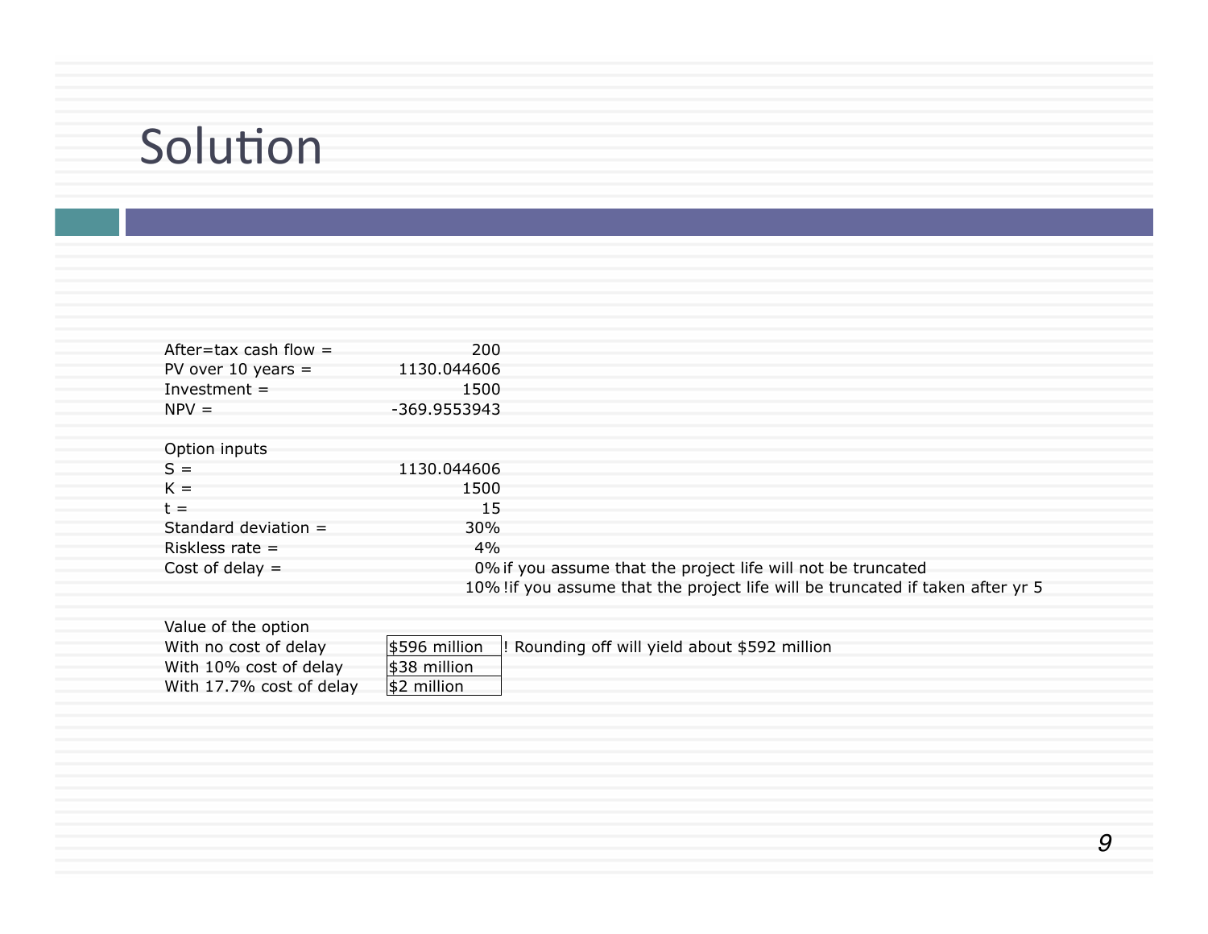# Solution

| | | |
|---|---|---|
| After=tax cash flow = | 200 | |
| PV over 10 years = | 1130.044606 | |
| Investment = | 1500 | |
| NPV = | -369.9553943 | |
| | | |
| Option inputs | | |
| S = | 1130.044606 | |
| K = | 1500 | |
| t = | 15 | |
| Standard deviation = | 30% | |
| Riskless rate = | 4% | |
| Cost of delay = | 0% | if you assume that the project life will not be truncated |
| | 10% | !if you assume that the project life will be truncated if taken after yr 5 |
| | | |
| Value of the option | | |
| With no cost of delay | $596 million | ! Rounding off will yield about $592 million |
| With 10% cost of delay | $38 million | |
| With 17.7% cost of delay | $2 million | |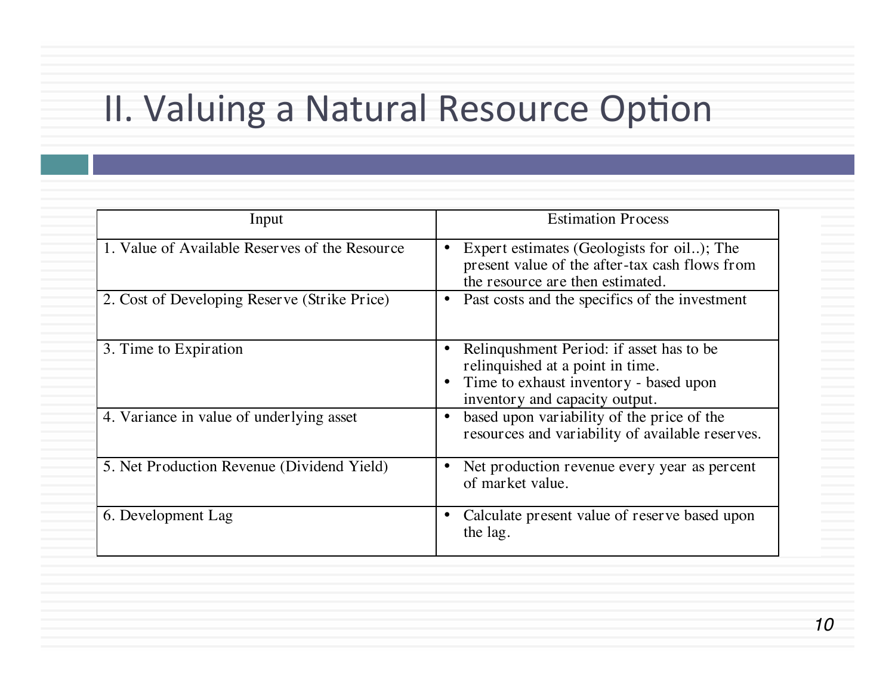# II. Valuing a Natural Resource Option

| Input | Estimation Process |
| --- | --- |
| 1. Value of Available Reserves of the Resource | • Expert estimates (Geologists for oil..); The present value of the after-tax cash flows from the resource are then estimated. |
| 2. Cost of Developing Reserve (Strike Price) | • Past costs and the specifics of the investment |
| 3. Time to Expiration | • Relinqushment Period: if asset has to be relinquished at a point in time. • Time to exhaust inventory - based upon inventory and capacity output. |
| 4. Variance in value of underlying asset | • based upon variability of the price of the resources and variability of available reserves. |
| 5. Net Production Revenue (Dividend Yield) | • Net production revenue every year as percent of market value. |
| 6. Development Lag | • Calculate present value of reserve based upon the lag. |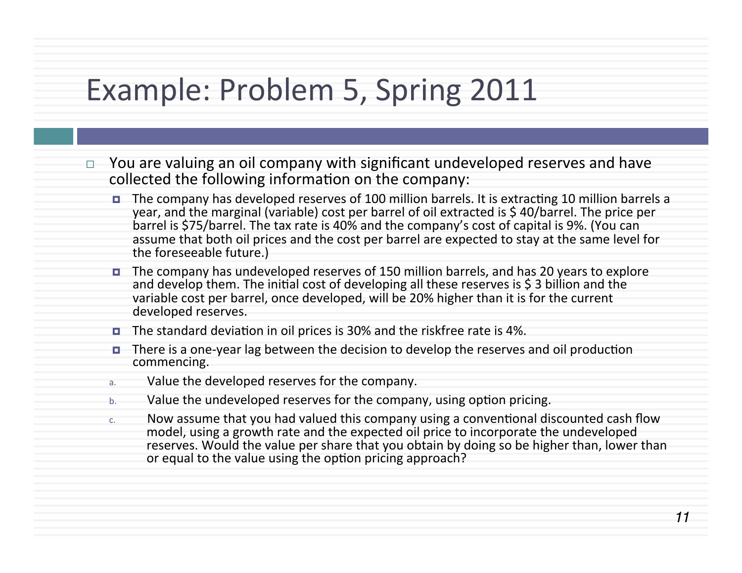# Example: Problem 5, Spring 2011

- You are valuing an oil company with significant undeveloped reserves and have collected the following information on the company:
  - The company has developed reserves of 100 million barrels. It is extracting 10 million barrels a year, and the marginal (variable) cost per barrel of oil extracted is $ 40/barrel. The price per barrel is $75/barrel. The tax rate is 40% and the company's cost of capital is 9%. (You can assume that both oil prices and the cost per barrel are expected to stay at the same level for the foreseeable future.)
  - The company has undeveloped reserves of 150 million barrels, and has 20 years to explore and develop them. The initial cost of developing all these reserves is $ 3 billion and the variable cost per barrel, once developed, will be 20% higher than it is for the current developed reserves.
  - The standard deviation in oil prices is 30% and the riskfree rate is 4%.
  - There is a one-year lag between the decision to develop the reserves and oil production commencing.

a. Value the developed reserves for the company.

b. Value the undeveloped reserves for the company, using option pricing.

c. Now assume that you had valued this company using a conventional discounted cash flow model, using a growth rate and the expected oil price to incorporate the undeveloped reserves. Would the value per share that you obtain by doing so be higher than, lower than or equal to the value using the option pricing approach?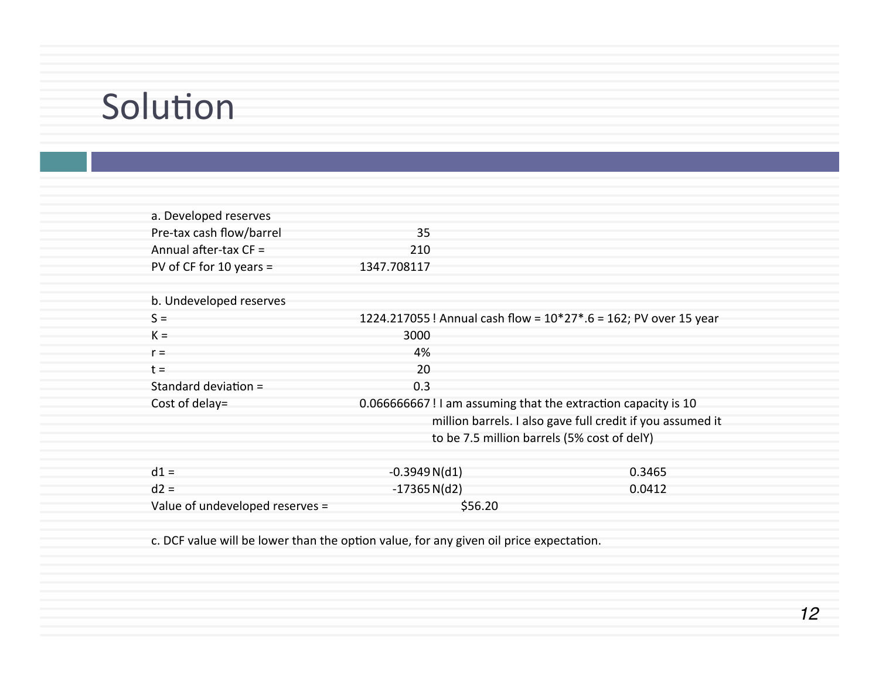# Solution

a. Developed reserves

| | |
|---|---|
| Pre-tax cash flow/barrel | 35 |
| Annual after-tax CF = | 210 |
| PV of CF for 10 years = | 1347.708117 |

b. Undeveloped reserves

| | | | |
|---|---|---|---|
| S = | 1224.217055 | ! Annual cash flow = 10*27*.6 = 162; PV over 15 year | |
| K = | 3000 | | |
| r = | 4% | | |
| t = | 20 | | |
| Standard deviation = | 0.3 | | |
| Cost of delay= | 0.066666667 | ! I am assuming that the extraction capacity is 10 million barrels. I also gave full credit if you assumed it to be 7.5 million barrels (5% cost of delY) | |
| d1 = | -0.3949 | N(d1) | 0.3465 |
| d2 = | -17365 | N(d2) | 0.0412 |
| Value of undeveloped reserves = | | $56.20 | |

c. DCF value will be lower than the option value, for any given oil price expectation.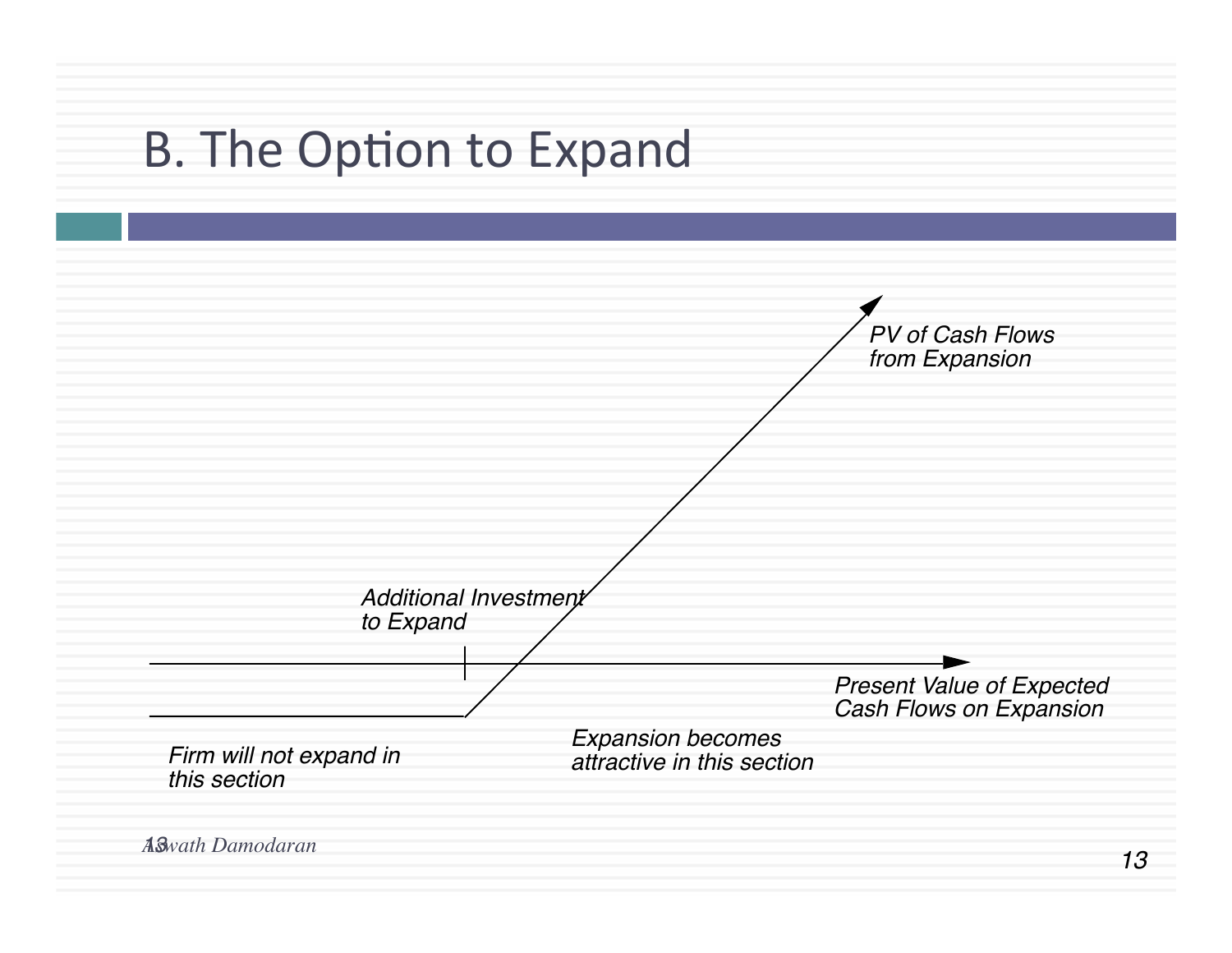# B. The Option to Expand

PV of Cash Flows
from Expansion

Additional Investment
to Expand

Present Value of Expected
Cash Flows on Expansion

Firm will not expand in
this section

Expansion becomes
attractive in this section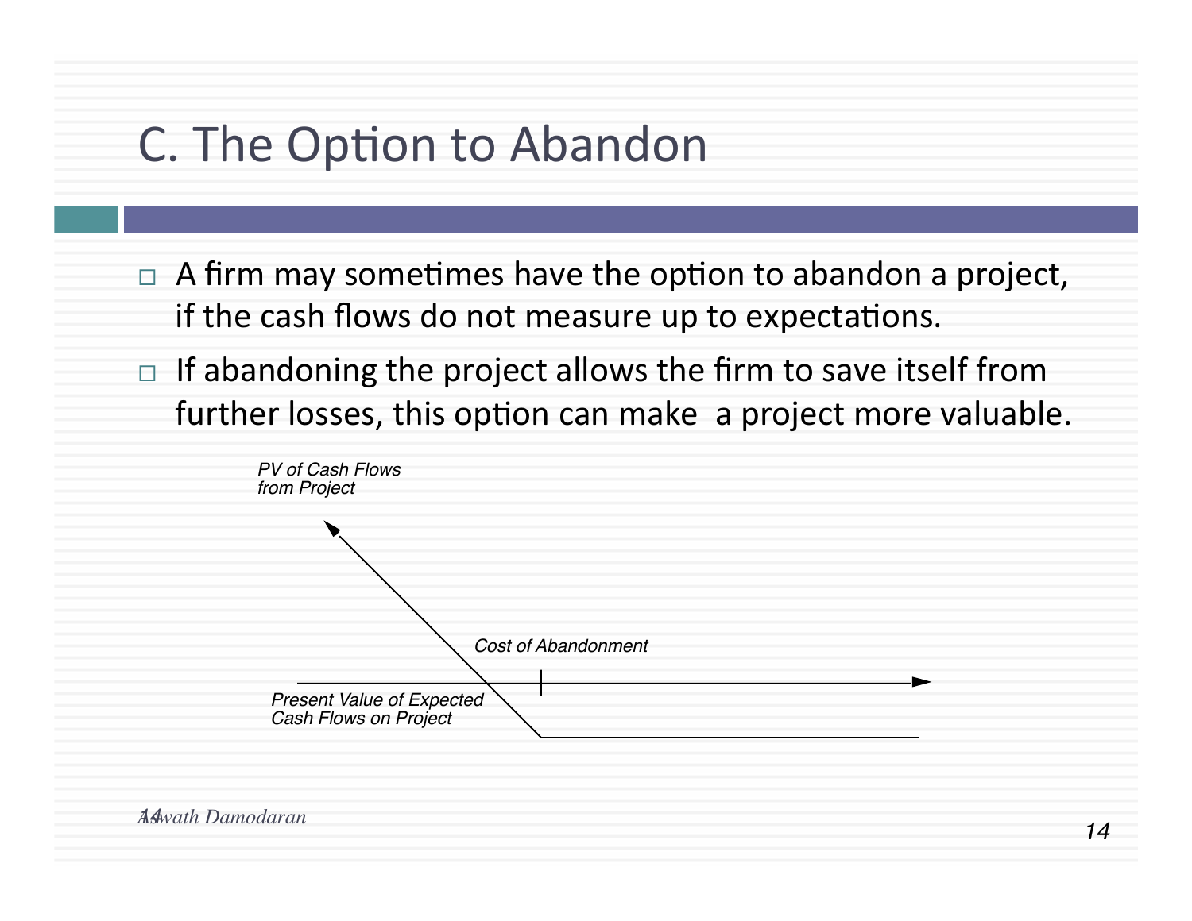# C. The Option to Abandon

- A firm may sometimes have the option to abandon a project, if the cash flows do not measure up to expectations.
- If abandoning the project allows the firm to save itself from further losses, this option can make a project more valuable.

PV of Cash Flows from Project

Cost of Abandonment

Present Value of Expected Cash Flows on Project

Aswath Damodaran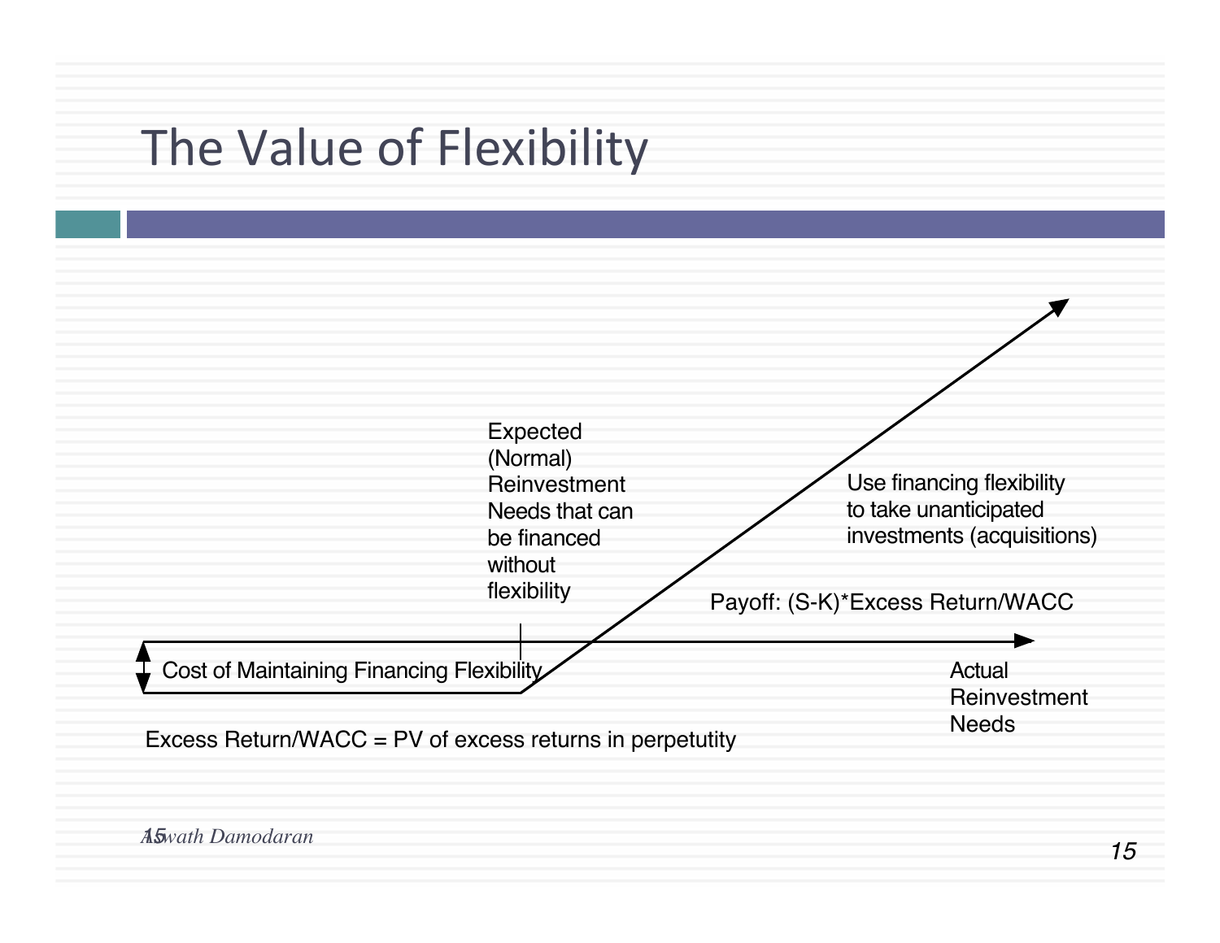# The Value of Flexibility

Expected (Normal) Reinvestment Needs that can be financed without flexibility

Use financing flexibility to take unanticipated investments (acquisitions)

Payoff: (S-K)*Excess Return/WACC

Cost of Maintaining Financing Flexibility

Actual Reinvestment Needs

Excess Return/WACC = PV of excess returns in perpetutity

*Aswath Damodaran*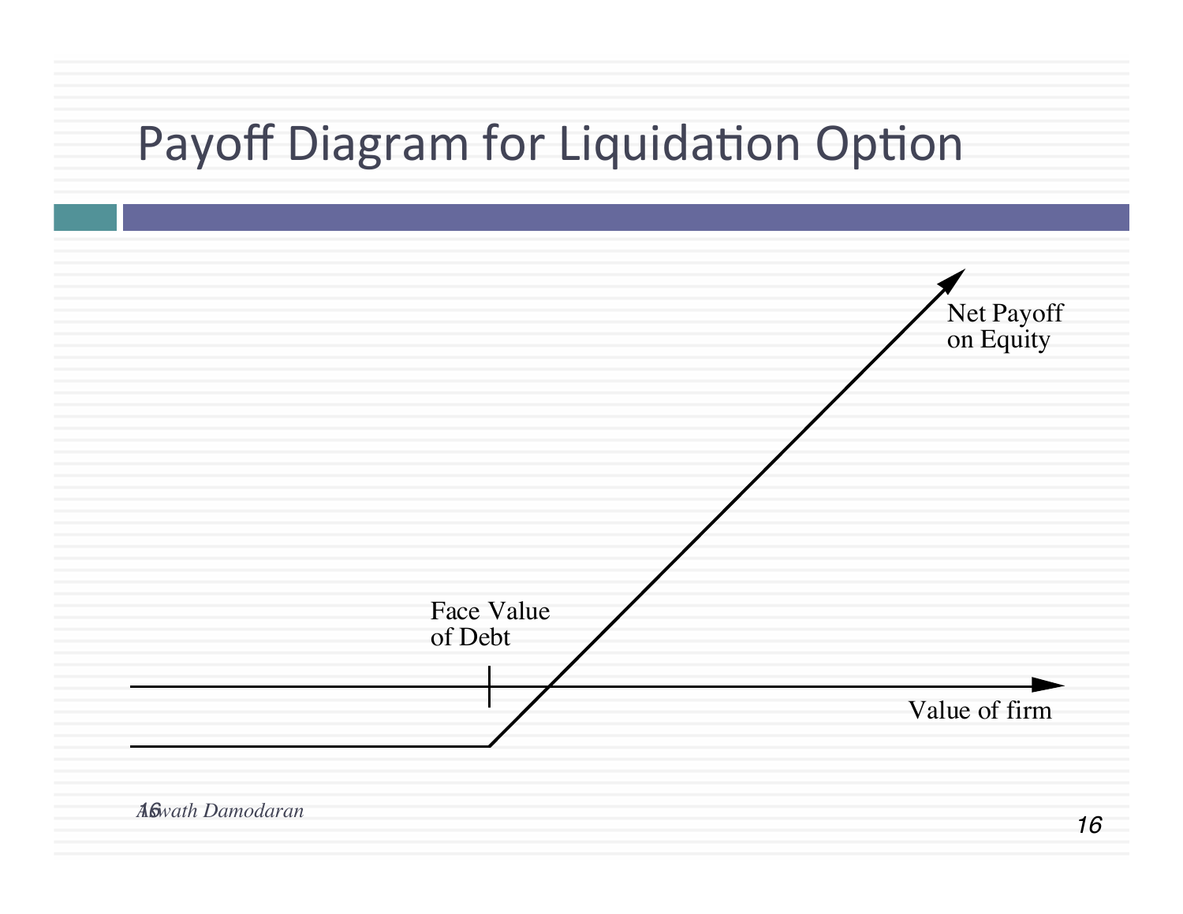# Payoff Diagram for Liquidation Option

Net Payoff
on Equity

Face Value
of Debt

Value of firm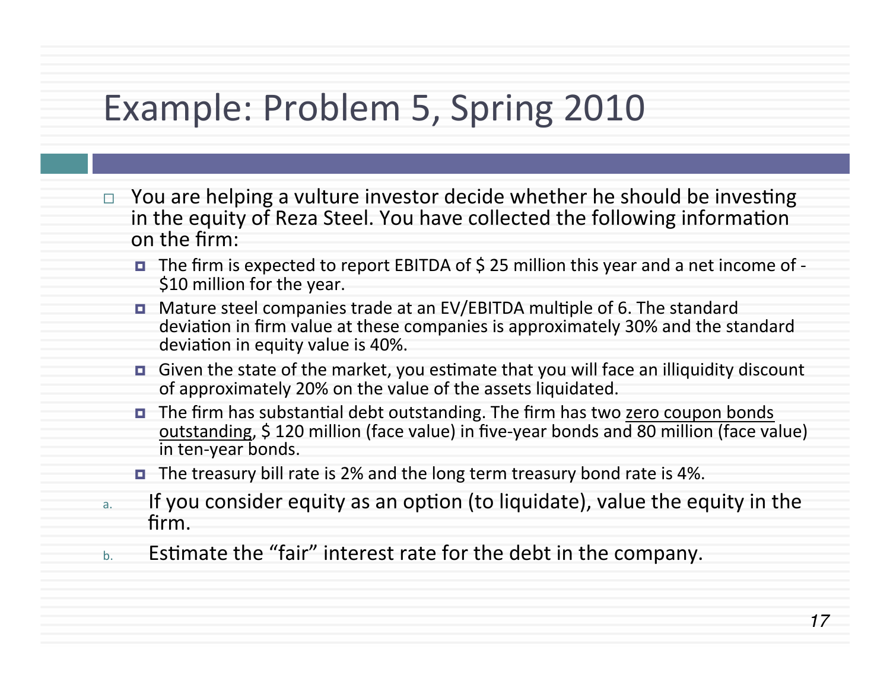# Example: Problem 5, Spring 2010

- You are helping a vulture investor decide whether he should be investing in the equity of Reza Steel. You have collected the following information on the firm:
  - The firm is expected to report EBITDA of $ 25 million this year and a net income of -$10 million for the year.
  - Mature steel companies trade at an EV/EBITDA multiple of 6. The standard deviation in firm value at these companies is approximately 30% and the standard deviation in equity value is 40%.
  - Given the state of the market, you estimate that you will face an illiquidity discount of approximately 20% on the value of the assets liquidated.
  - The firm has substantial debt outstanding. The firm has two zero coupon bonds outstanding, $ 120 million (face value) in five-year bonds and 80 million (face value) in ten-year bonds.
  - The treasury bill rate is 2% and the long term treasury bond rate is 4%.

a. If you consider equity as an option (to liquidate), value the equity in the firm.

b. Estimate the "fair" interest rate for the debt in the company.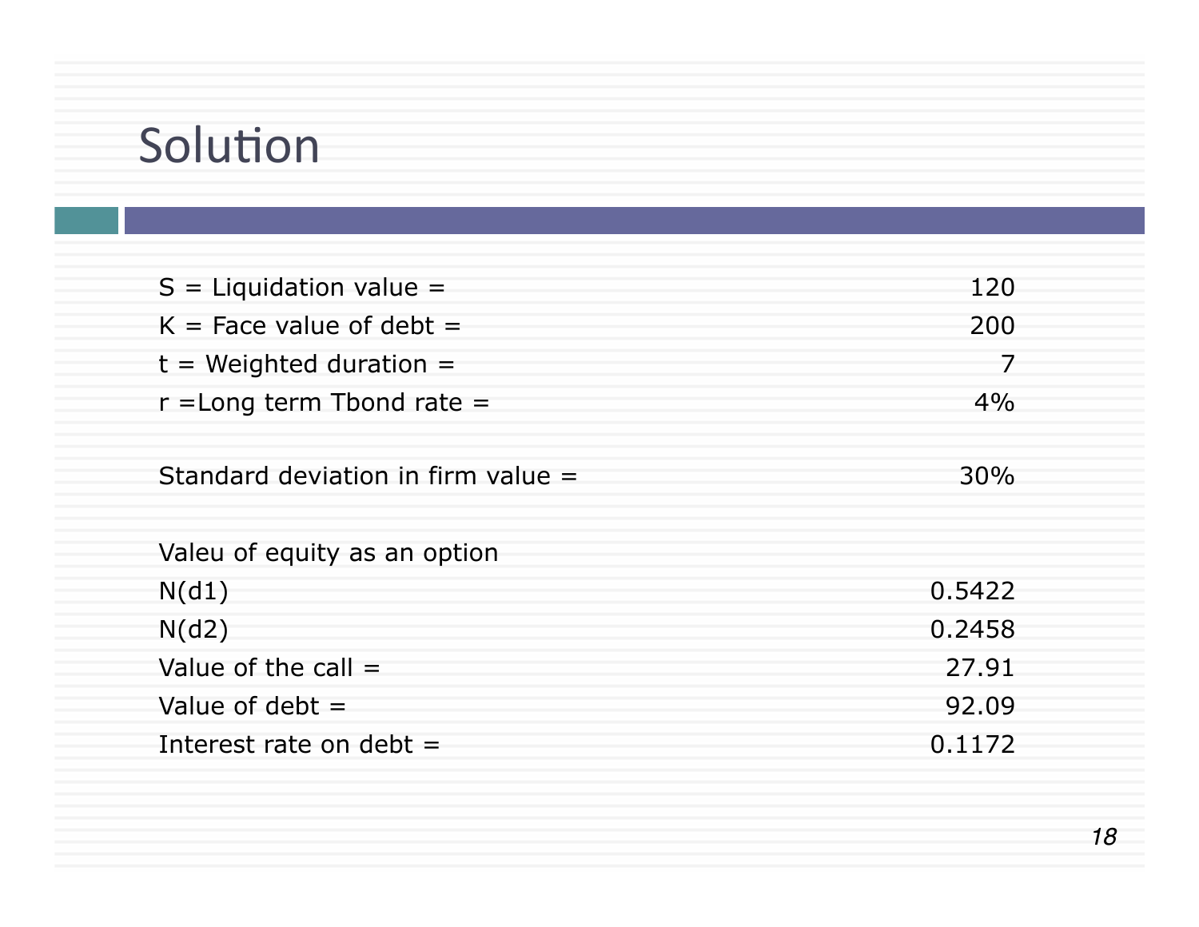# Solution

| | |
|---|---|
| S = Liquidation value = | 120 |
| K = Face value of debt = | 200 |
| t = Weighted duration = | 7 |
| r =Long term Tbond rate = | 4% |
| | |
| Standard deviation in firm value = | 30% |
| | |
| Valeu of equity as an option | |
| N(d1) | 0.5422 |
| N(d2) | 0.2458 |
| Value of the call = | 27.91 |
| Value of debt = | 92.09 |
| Interest rate on debt = | 0.1172 |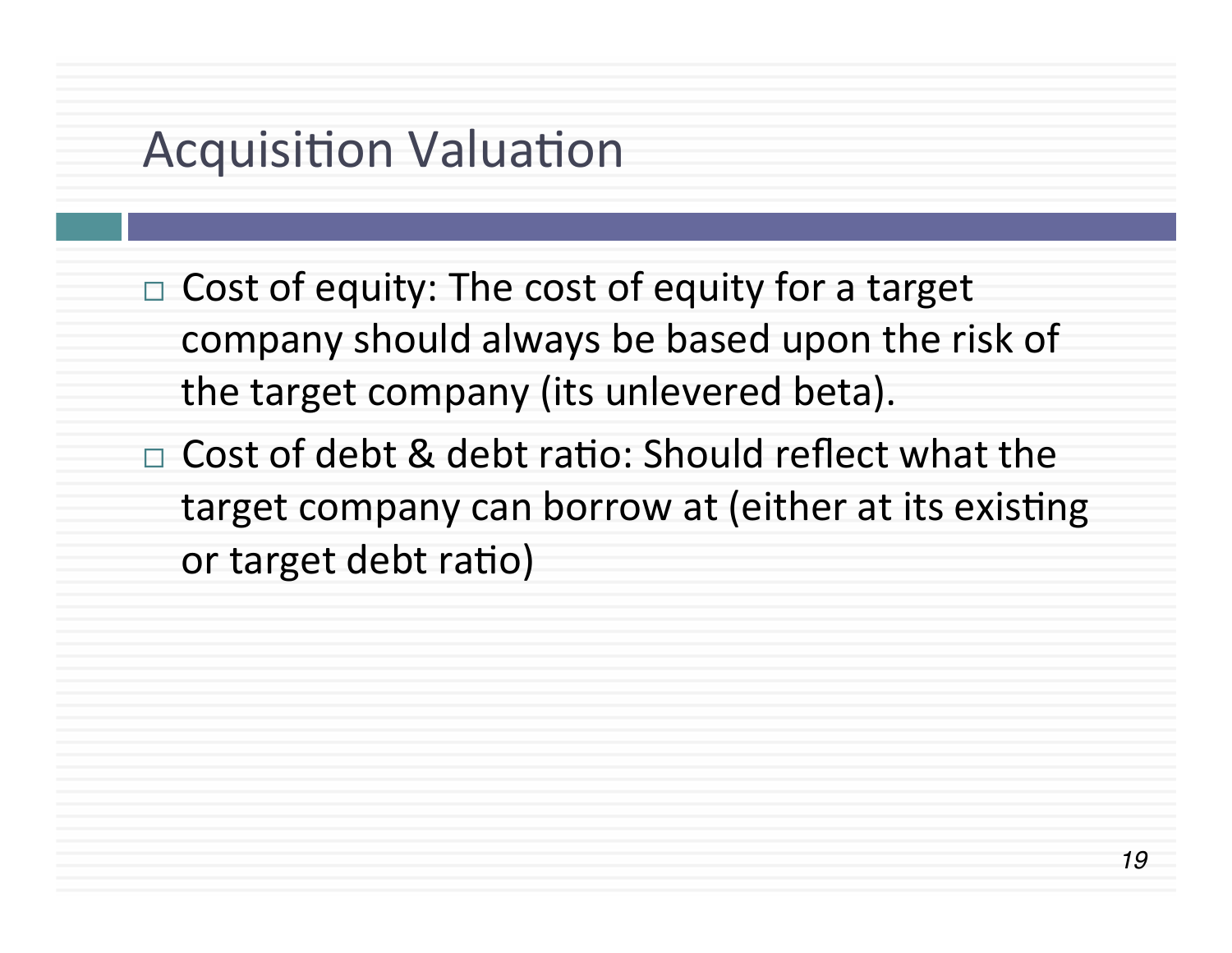# Acquisition Valuation

- Cost of equity: The cost of equity for a target company should always be based upon the risk of the target company (its unlevered beta).
- Cost of debt & debt ratio: Should reflect what the target company can borrow at (either at its existing or target debt ratio)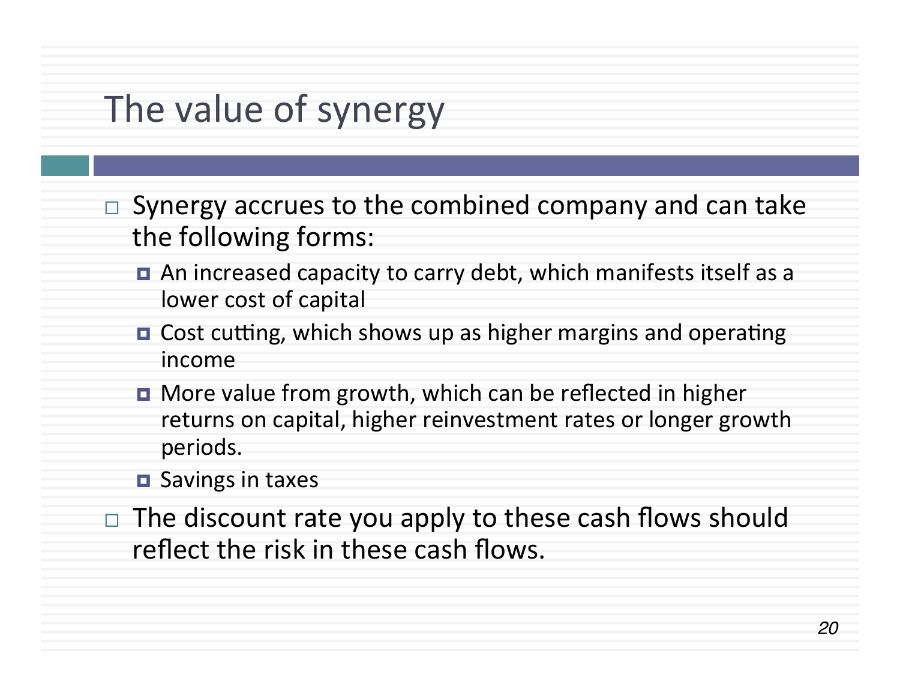# The value of synergy

- Synergy accrues to the combined company and can take the following forms:
  - An increased capacity to carry debt, which manifests itself as a lower cost of capital
  - Cost cutting, which shows up as higher margins and operating income
  - More value from growth, which can be reflected in higher returns on capital, higher reinvestment rates or longer growth periods.
  - Savings in taxes
- The discount rate you apply to these cash flows should reflect the risk in these cash flows.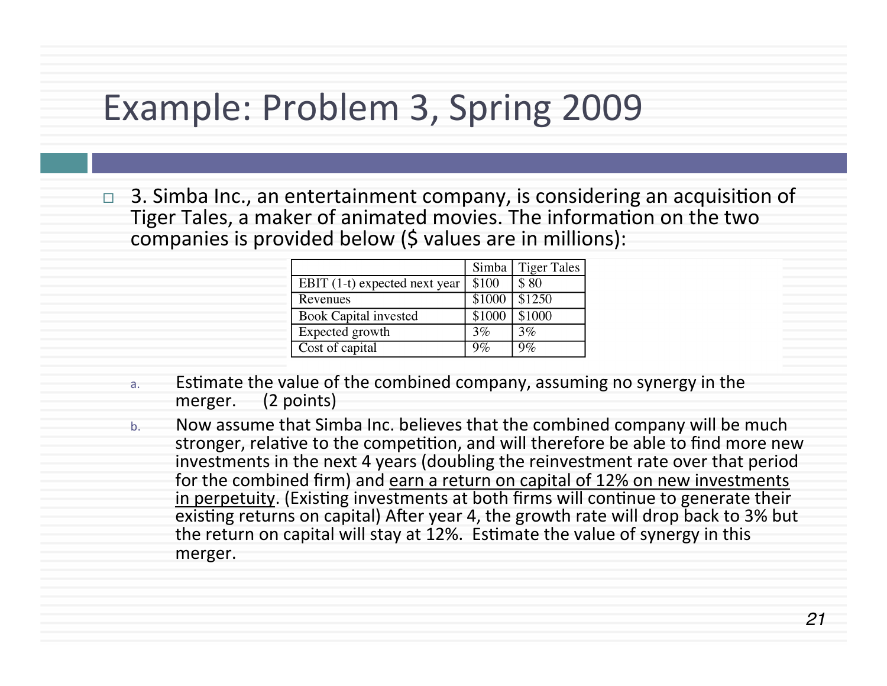# Example: Problem 3, Spring 2009

- 3. Simba Inc., an entertainment company, is considering an acquisition of Tiger Tales, a maker of animated movies. The information on the two companies is provided below ($ values are in millions):

| | Simba | Tiger Tales |
|---|---|---|
| EBIT (1-t) expected next year | $100 | $ 80 |
| Revenues | $1000 | $1250 |
| Book Capital invested | $1000 | $1000 |
| Expected growth | 3% | 3% |
| Cost of capital | 9% | 9% |

a. Estimate the value of the combined company, assuming no synergy in the merger. (2 points)

b. Now assume that Simba Inc. believes that the combined company will be much stronger, relative to the competition, and will therefore be able to find more new investments in the next 4 years (doubling the reinvestment rate over that period for the combined firm) and earn a return on capital of 12% on new investments in perpetuity. (Existing investments at both firms will continue to generate their existing returns on capital) After year 4, the growth rate will drop back to 3% but the return on capital will stay at 12%. Estimate the value of synergy in this merger.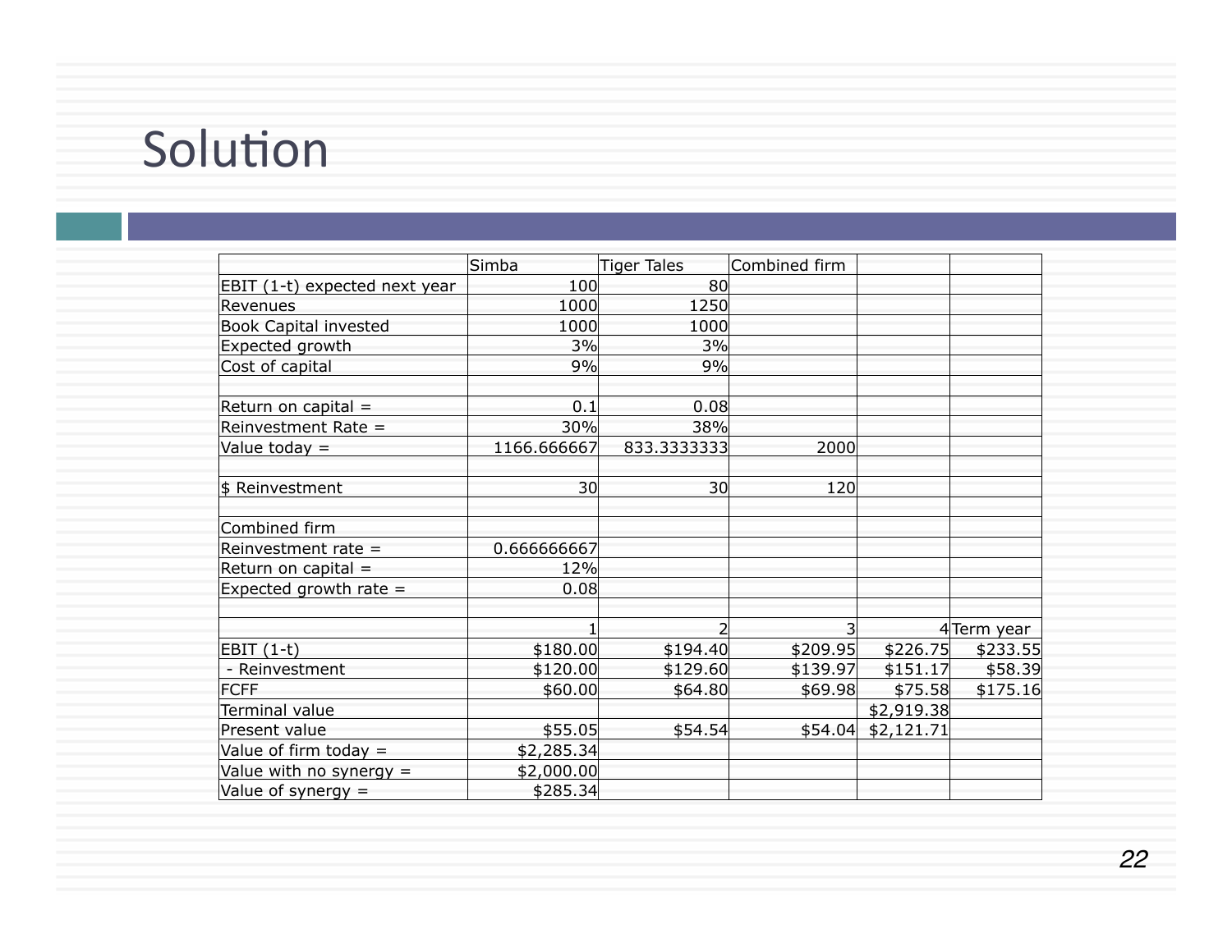# Solution

| | Simba | Tiger Tales | Combined firm | | |
|---|---|---|---|---|---|
| EBIT (1-t) expected next year | 100 | 80 | | | |
| Revenues | 1000 | 1250 | | | |
| Book Capital invested | 1000 | 1000 | | | |
| Expected growth | 3% | 3% | | | |
| Cost of capital | 9% | 9% | | | |
| | | | | | |
| Return on capital = | 0.1 | 0.08 | | | |
| Reinvestment Rate = | 30% | 38% | | | |
| Value today = | 1166.666667 | 833.3333333 | 2000 | | |
| | | | | | |
| $ Reinvestment | 30 | 30 | 120 | | |
| | | | | | |
| Combined firm | | | | | |
| Reinvestment rate = | 0.666666667 | | | | |
| Return on capital = | 12% | | | | |
| Expected growth rate = | 0.08 | | | | |
| | | | | | |
| | 1 | 2 | 3 | 4 | Term year |
| EBIT (1-t) | $180.00 | $194.40 | $209.95 | $226.75 | $233.55 |
| - Reinvestment | $120.00 | $129.60 | $139.97 | $151.17 | $58.39 |
| FCFF | $60.00 | $64.80 | $69.98 | $75.58 | $175.16 |
| Terminal value | | | | $2,919.38 | |
| Present value | $55.05 | $54.54 | $54.04 | $2,121.71 | |
| Value of firm today = | $2,285.34 | | | | |
| Value with no synergy = | $2,000.00 | | | | |
| Value of synergy = | $285.34 | | | | |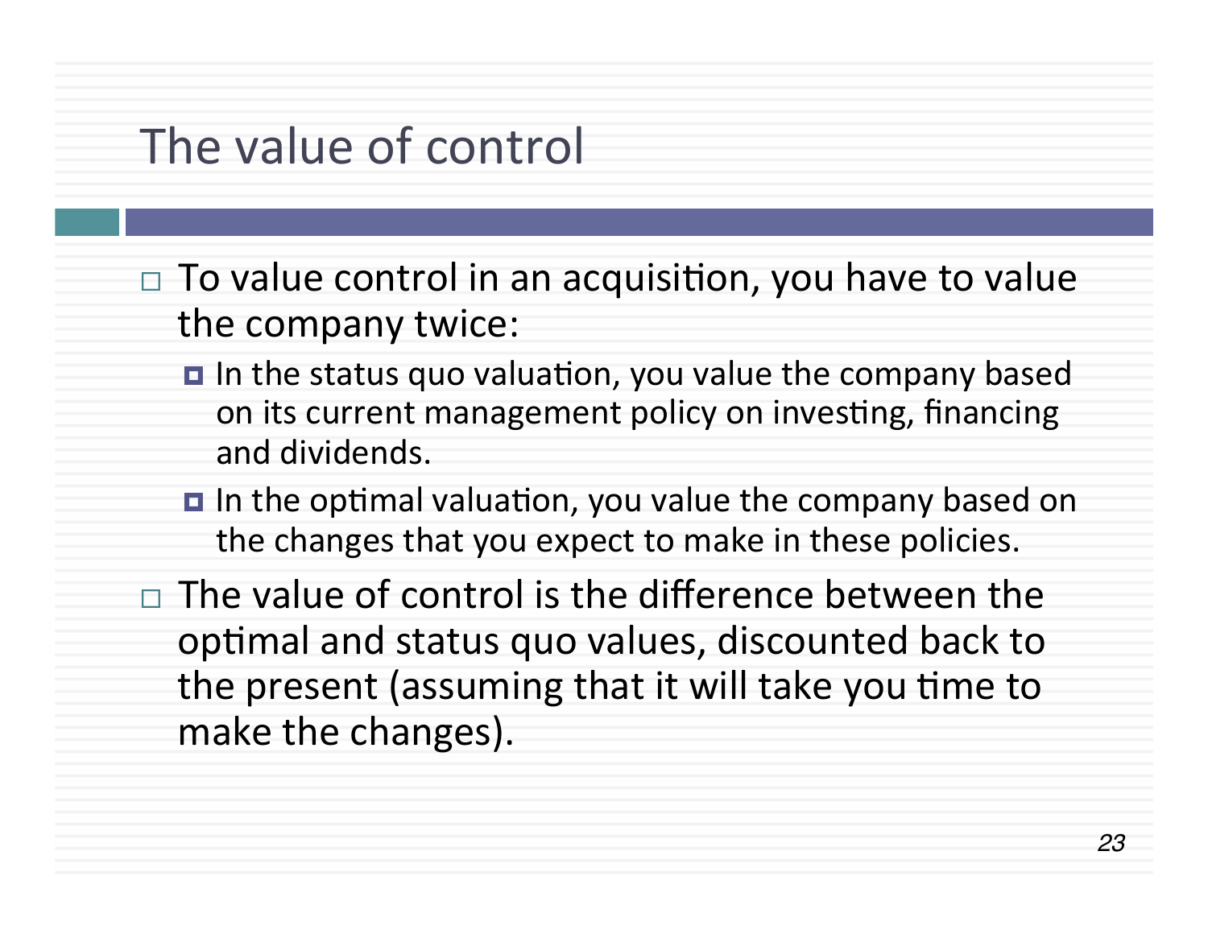# The value of control

- To value control in an acquisition, you have to value the company twice:
  - In the status quo valuation, you value the company based on its current management policy on investing, financing and dividends.
  - In the optimal valuation, you value the company based on the changes that you expect to make in these policies.
- The value of control is the difference between the optimal and status quo values, discounted back to the present (assuming that it will take you time to make the changes).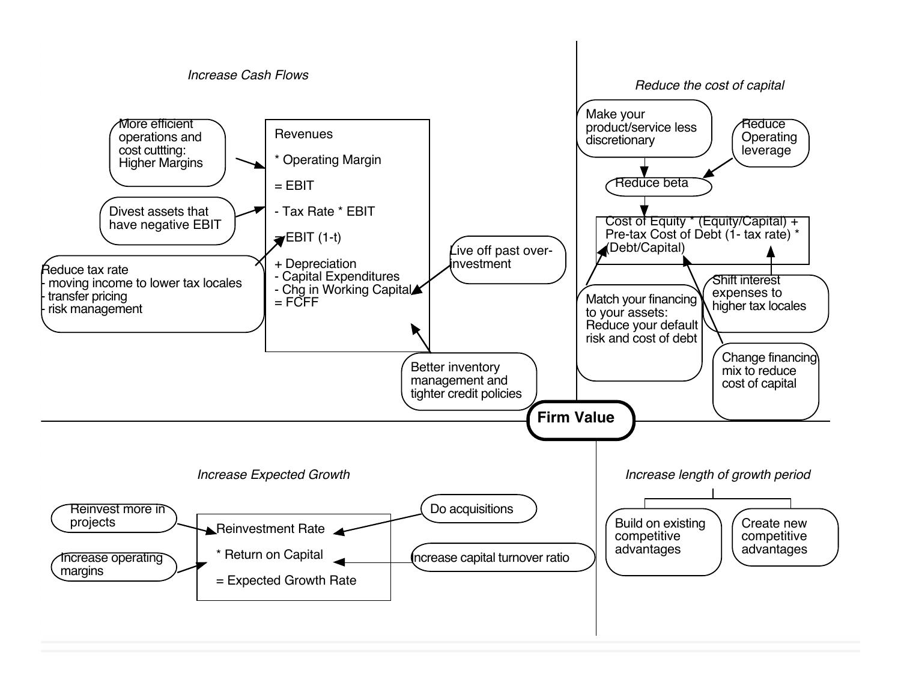*Increase Cash Flows*

More efficient operations and cost cuttting: Higher Margins

Divest assets that have negative EBIT

Reduce tax rate
- moving income to lower tax locales
- transfer pricing
- risk management

Revenues

* Operating Margin

= EBIT

- Tax Rate * EBIT

= EBIT (1-t)

+ Depreciation
- Capital Expenditures
- Chg in Working Capital
= FCFF

Live off past over-investment

Better inventory management and tighter credit policies

*Reduce the cost of capital*

Make your product/service less discretionary

Reduce Operating leverage

Reduce beta

Cost of Equity * (Equity/Capital) + Pre-tax Cost of Debt (1- tax rate) * (Debt/Capital)

Match your financing to your assets: Reduce your default risk and cost of debt

Shift interest expenses to higher tax locales

Change financing mix to reduce cost of capital

**Firm Value**

*Increase Expected Growth*

Reinvest more in projects

Increase operating margins

Reinvestment Rate

* Return on Capital

= Expected Growth Rate

Do acquisitions

Increase capital turnover ratio

*Increase length of growth period*

Build on existing competitive advantages

Create new competitive advantages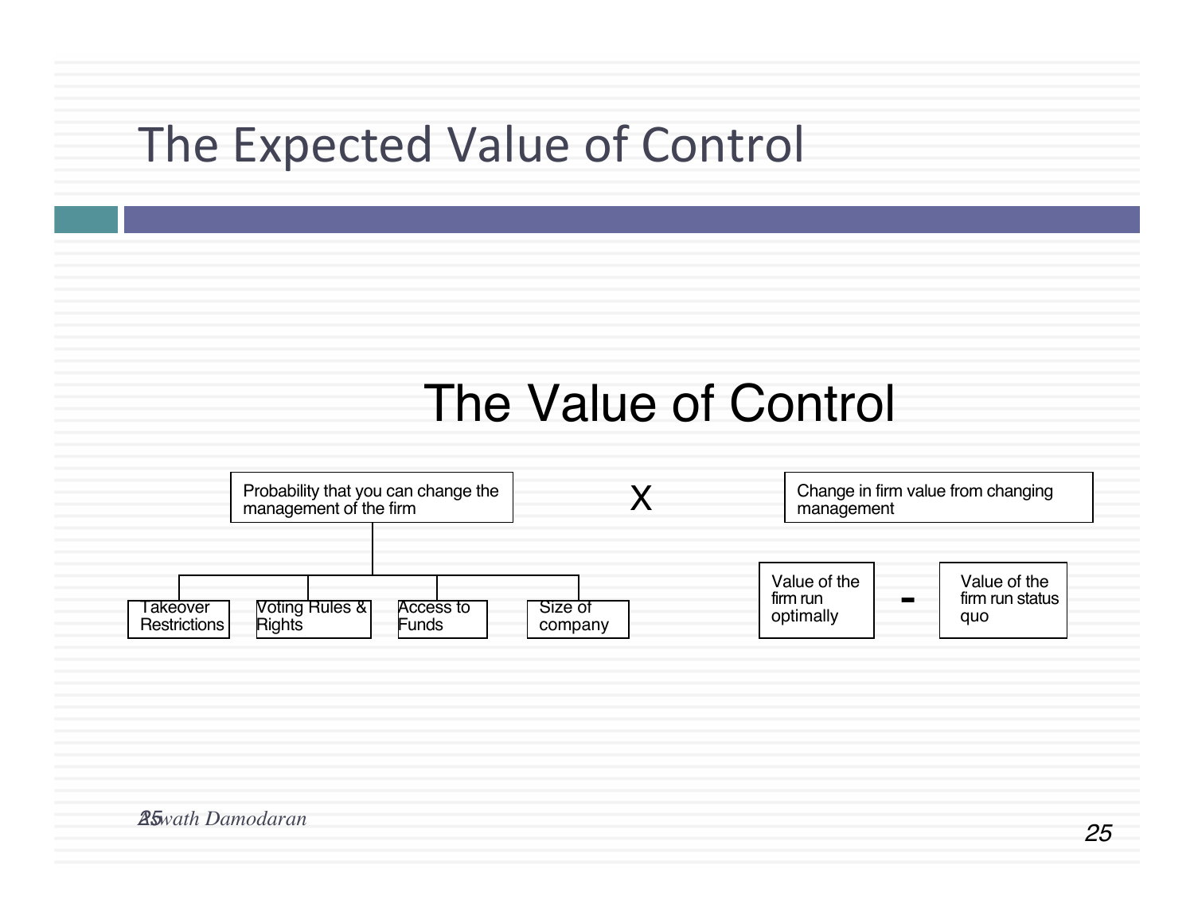# The Expected Value of Control

## The Value of Control

Probability that you can change the management of the firm

X

Change in firm value from changing management

Takeover Restrictions

Voting Rules & Rights

Access to Funds

Size of company

Value of the firm run optimally

-

Value of the firm run status quo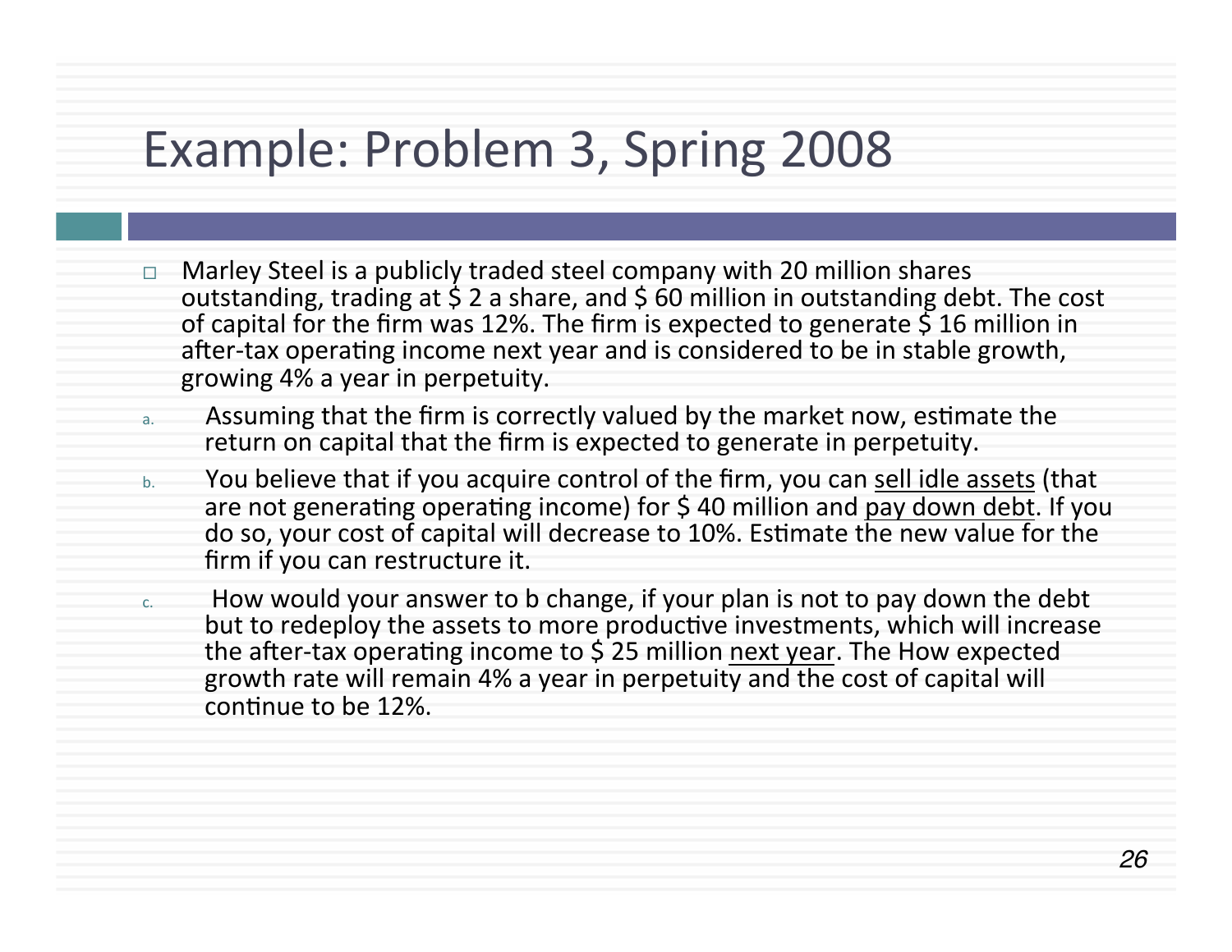# Example: Problem 3, Spring 2008

- Marley Steel is a publicly traded steel company with 20 million shares outstanding, trading at $ 2 a share, and $ 60 million in outstanding debt. The cost of capital for the firm was 12%. The firm is expected to generate $ 16 million in after-tax operating income next year and is considered to be in stable growth, growing 4% a year in perpetuity.

a. Assuming that the firm is correctly valued by the market now, estimate the return on capital that the firm is expected to generate in perpetuity.

b. You believe that if you acquire control of the firm, you can <u>sell idle assets</u> (that are not generating operating income) for $ 40 million and <u>pay down debt</u>. If you do so, your cost of capital will decrease to 10%. Estimate the new value for the firm if you can restructure it.

c. How would your answer to b change, if your plan is not to pay down the debt but to redeploy the assets to more productive investments, which will increase the after-tax operating income to $ 25 million <u>next year</u>. The How expected growth rate will remain 4% a year in perpetuity and the cost of capital will continue to be 12%.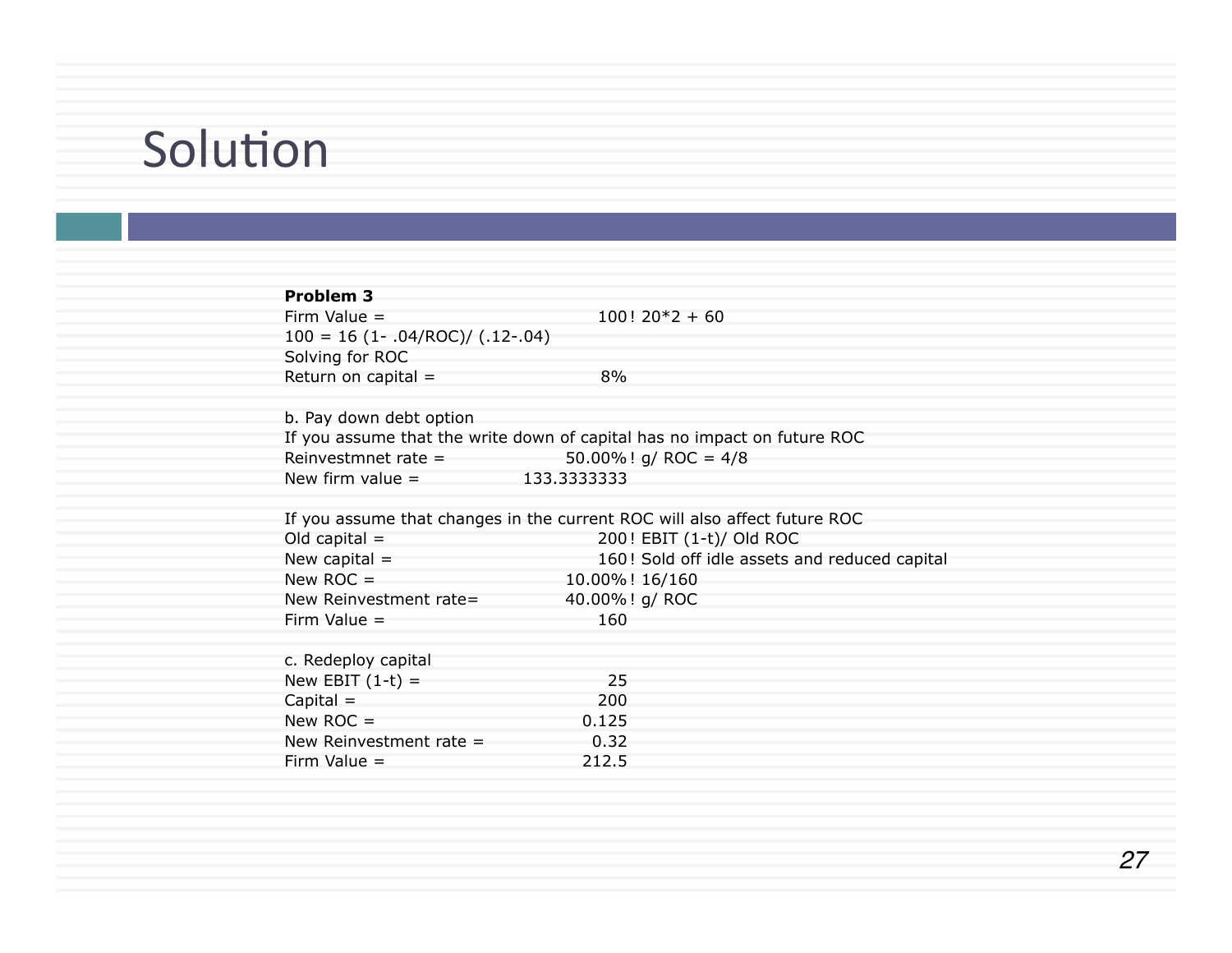# Solution

**Problem 3**

Firm Value = 100 ! 20*2 + 60

100 = 16 (1- .04/ROC)/ (.12-.04)

Solving for ROC

Return on capital = 8%

b. Pay down debt option

If you assume that the write down of capital has no impact on future ROC

| | | |
|---|---|---|
| Reinvestmnet rate = | 50.00% | ! g/ ROC = 4/8 |
| New firm value = | 133.3333333 | |

If you assume that changes in the current ROC will also affect future ROC

| | | |
|---|---|---|
| Old capital = | 200 | ! EBIT (1-t)/ Old ROC |
| New capital = | 160 | ! Sold off idle assets and reduced capital |
| New ROC = | 10.00% | ! 16/160 |
| New Reinvestment rate= | 40.00% | ! g/ ROC |
| Firm Value = | 160 | |

c. Redeploy capital

| | |
|---|---|
| New EBIT (1-t) = | 25 |
| Capital = | 200 |
| New ROC = | 0.125 |
| New Reinvestment rate = | 0.32 |
| Firm Value = | 212.5 |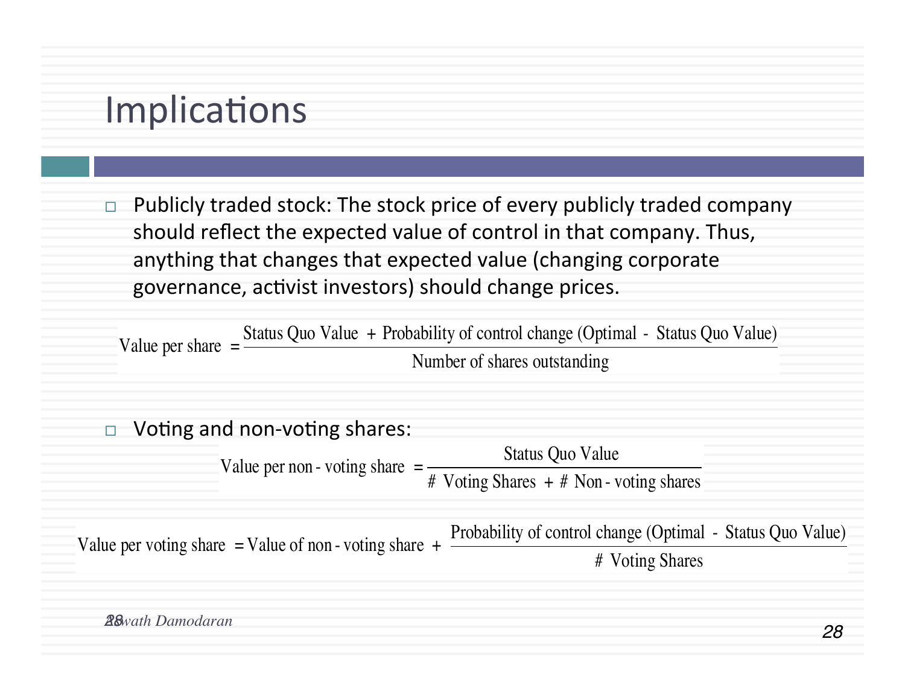# Implications

- Publicly traded stock: The stock price of every publicly traded company should reflect the expected value of control in that company. Thus, anything that changes that expected value (changing corporate governance, activist investors) should change prices.

$$\text{Value per share} = \frac{\text{Status Quo Value} + \text{Probability of control change (Optimal - Status Quo Value)}}{\text{Number of shares outstanding}}$$

- Voting and non-voting shares:

$$\text{Value per non-voting share} = \frac{\text{Status Quo Value}}{\text{\# Voting Shares} + \text{\# Non-voting shares}}$$

$$\text{Value per voting share} = \text{Value of non-voting share} + \frac{\text{Probability of control change (Optimal - Status Quo Value)}}{\text{\# Voting Shares}}$$